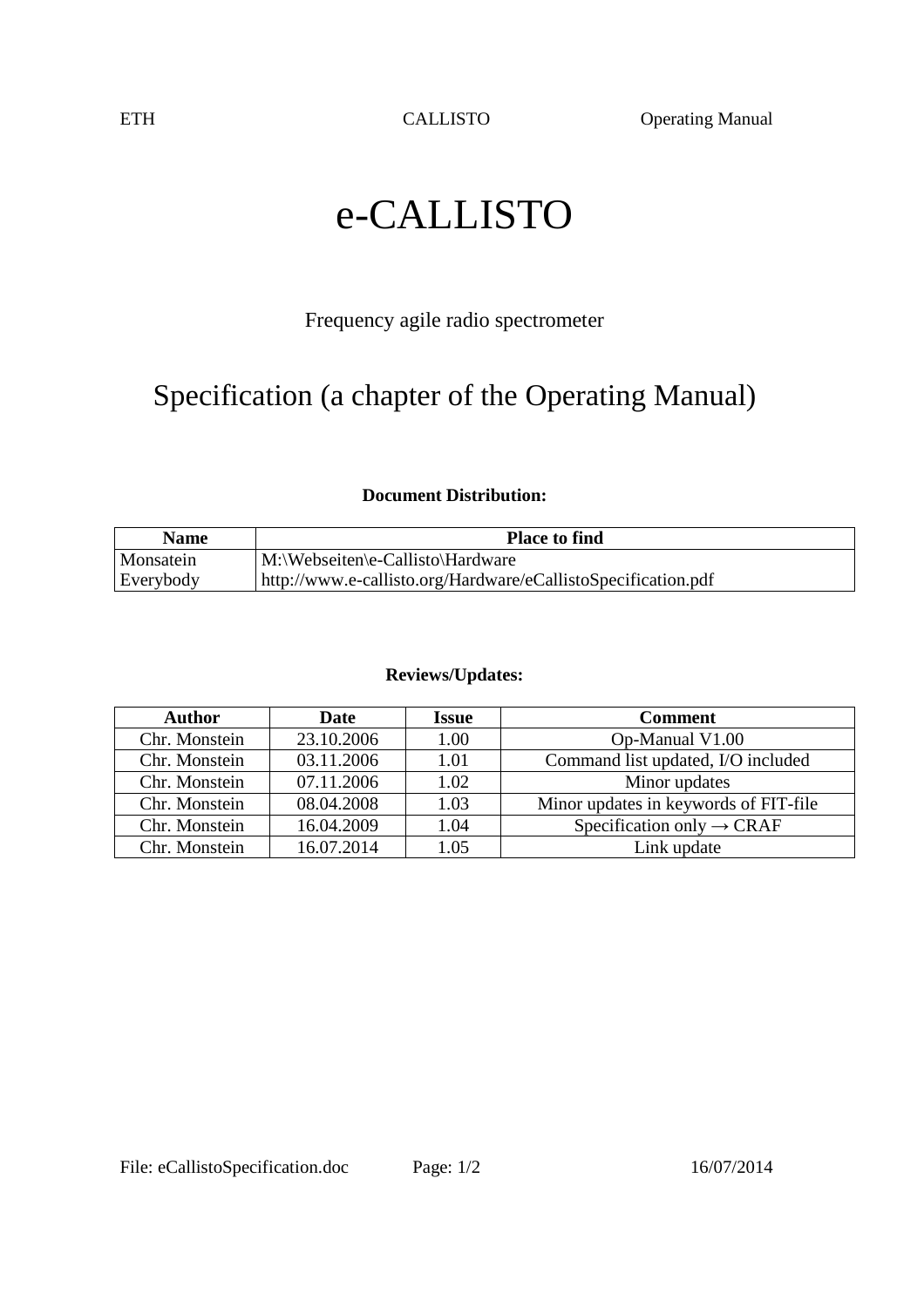# e-CALLISTO

Frequency agile radio spectrometer

## Specification (a chapter of the Operating Manual)

**Document Distribution:**

| Name | Place to find |
|---|---|
| Monsatein | M:\Webseiten\e-Callisto\Hardware |
| Everybody | http://www.e-callisto.org/Hardware/eCallistoSpecification.pdf |

**Reviews/Updates:**

| Author | Date | Issue | Comment |
|---|---|---|---|
| Chr. Monstein | 23.10.2006 | 1.00 | Op-Manual V1.00 |
| Chr. Monstein | 03.11.2006 | 1.01 | Command list updated, I/O included |
| Chr. Monstein | 07.11.2006 | 1.02 | Minor updates |
| Chr. Monstein | 08.04.2008 | 1.03 | Minor updates in keywords of FIT-file |
| Chr. Monstein | 16.04.2009 | 1.04 | Specification only → CRAF |
| Chr. Monstein | 16.07.2014 | 1.05 | Link update |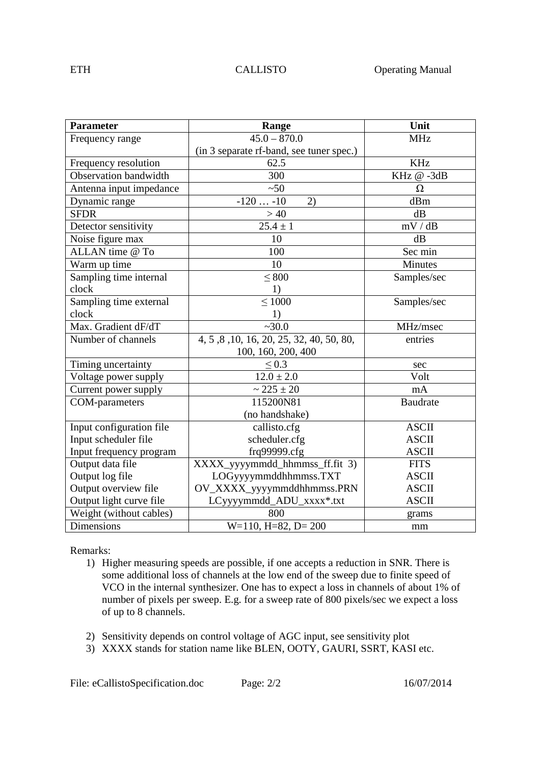| Parameter | Range | Unit |
|---|---|---|
| Frequency range | 45.0 – 870.0<br>(in 3 separate rf-band, see tuner spec.) | MHz |
| Frequency resolution | 62.5 | KHz |
| Observation bandwidth | 300 | KHz @ -3dB |
| Antenna input impedance | ~50 | Ω |
| Dynamic range | -120 … -10 2) | dBm |
| SFDR | > 40 | dB |
| Detector sensitivity | 25.4 ± 1 | mV / dB |
| Noise figure max | 10 | dB |
| ALLAN time @ To | 100 | Sec min |
| Warm up time | 10 | Minutes |
| Sampling time internal clock | ≤ 800<br>1) | Samples/sec |
| Sampling time external clock | ≤ 1000<br>1) | Samples/sec |
| Max. Gradient dF/dT | ~30.0 | MHz/msec |
| Number of channels | 4, 5 ,8 ,10, 16, 20, 25, 32, 40, 50, 80, 100, 160, 200, 400 | entries |
| Timing uncertainty | ≤ 0.3 | sec |
| Voltage power supply | 12.0 ± 2.0 | Volt |
| Current power supply | ~ 225 ± 20 | mA |
| COM-parameters | 115200N81<br>(no handshake) | Baudrate |
| Input configuration file | callisto.cfg | ASCII |
| Input scheduler file | scheduler.cfg | ASCII |
| Input frequency program | frq99999.cfg | ASCII |
| Output data file | XXXX_yyyymmdd_hhmmss_ff.fit 3) | FITS |
| Output log file | LOGyyyymmddhhmmss.TXT | ASCII |
| Output overview file | OV_XXXX_yyyymmddhhmmss.PRN | ASCII |
| Output light curve file | LCyyyymmdd_ADU_xxxx*.txt | ASCII |
| Weight (without cables) | 800 | grams |
| Dimensions | W=110, H=82, D= 200 | mm |

Remarks:

1) Higher measuring speeds are possible, if one accepts a reduction in SNR. There is some additional loss of channels at the low end of the sweep due to finite speed of VCO in the internal synthesizer. One has to expect a loss in channels of about 1% of number of pixels per sweep. E.g. for a sweep rate of 800 pixels/sec we expect a loss of up to 8 channels.
2) Sensitivity depends on control voltage of AGC input, see sensitivity plot
3) XXXX stands for station name like BLEN, OOTY, GAURI, SSRT, KASI etc.

File: eCallistoSpecification.doc 16/07/2014